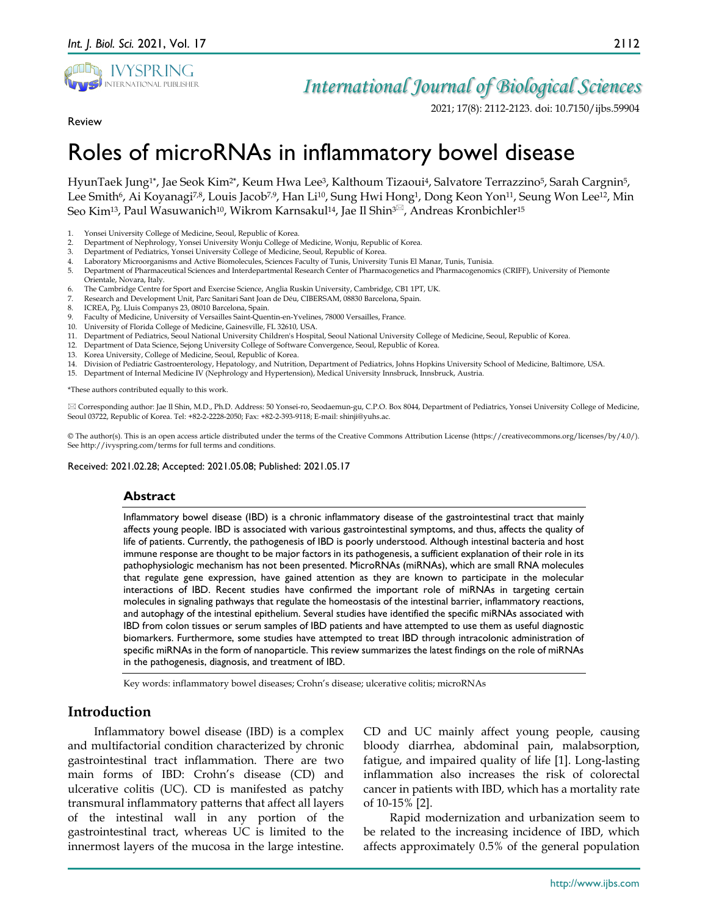Review

# Roles of microRNAs in inflammatory bowel disease

HyunTaek Jung[1*], Jae Seok Kim[2*], Keum Hwa Lee[3], Kalthoum Tizaoui[4], Salvatore Terrazzino[5], Sarah Cargnin[5], Lee Smith[6], Ai Koyanagi[7,8], Louis Jacob[7,9], Han Li[10], Sung Hwi Hong[1], Dong Keon Yon[11], Seung Won Lee[12], Min Seo Kim[13], Paul Wasuwanich[10], Wikrom Karnsakul[14], Jae Il Shin[3✉], Andreas Kronbichler[15]

1. Yonsei University College of Medicine, Seoul, Republic of Korea.
2. Department of Nephrology, Yonsei University Wonju College of Medicine, Wonju, Republic of Korea.
3. Department of Pediatrics, Yonsei University College of Medicine, Seoul, Republic of Korea.
4. Laboratory Microorganisms and Active Biomolecules, Sciences Faculty of Tunis, University Tunis El Manar, Tunis, Tunisia.
5. Department of Pharmaceutical Sciences and Interdepartmental Research Center of Pharmacogenetics and Pharmacogenomics (CRIFF), University of Piemonte Orientale, Novara, Italy.
6. The Cambridge Centre for Sport and Exercise Science, Anglia Ruskin University, Cambridge, CB1 1PT, UK.
7. Research and Development Unit, Parc Sanitari Sant Joan de Déu, CIBERSAM, 08830 Barcelona, Spain.
8. ICREA, Pg. Lluis Companys 23, 08010 Barcelona, Spain.
9. Faculty of Medicine, University of Versailles Saint-Quentin-en-Yvelines, 78000 Versailles, France.
10. University of Florida College of Medicine, Gainesville, FL 32610, USA.
11. Department of Pediatrics, Seoul National University Children's Hospital, Seoul National University College of Medicine, Seoul, Republic of Korea.
12. Department of Data Science, Sejong University College of Software Convergence, Seoul, Republic of Korea.
13. Korea University, College of Medicine, Seoul, Republic of Korea.
14. Division of Pediatric Gastroenterology, Hepatology, and Nutrition, Department of Pediatrics, Johns Hopkins University School of Medicine, Baltimore, USA.
15. Department of Internal Medicine IV (Nephrology and Hypertension), Medical University Innsbruck, Innsbruck, Austria.

*These authors contributed equally to this work.

✉ Corresponding author: Jae Il Shin, M.D., Ph.D. Address: 50 Yonsei-ro, Seodaemun-gu, C.P.O. Box 8044, Department of Pediatrics, Yonsei University College of Medicine, Seoul 03722, Republic of Korea. Tel: +82-2-2228-2050; Fax: +82-2-393-9118; E-mail: shinji@yuhs.ac.

© The author(s). This is an open access article distributed under the terms of the Creative Commons Attribution License (https://creativecommons.org/licenses/by/4.0/). See http://ivyspring.com/terms for full terms and conditions.

Received: 2021.02.28; Accepted: 2021.05.08; Published: 2021.05.17

## Abstract

Inflammatory bowel disease (IBD) is a chronic inflammatory disease of the gastrointestinal tract that mainly affects young people. IBD is associated with various gastrointestinal symptoms, and thus, affects the quality of life of patients. Currently, the pathogenesis of IBD is poorly understood. Although intestinal bacteria and host immune response are thought to be major factors in its pathogenesis, a sufficient explanation of their role in its pathophysiologic mechanism has not been presented. MicroRNAs (miRNAs), which are small RNA molecules that regulate gene expression, have gained attention as they are known to participate in the molecular interactions of IBD. Recent studies have confirmed the important role of miRNAs in targeting certain molecules in signaling pathways that regulate the homeostasis of the intestinal barrier, inflammatory reactions, and autophagy of the intestinal epithelium. Several studies have identified the specific miRNAs associated with IBD from colon tissues or serum samples of IBD patients and have attempted to use them as useful diagnostic biomarkers. Furthermore, some studies have attempted to treat IBD through intracolonic administration of specific miRNAs in the form of nanoparticle. This review summarizes the latest findings on the role of miRNAs in the pathogenesis, diagnosis, and treatment of IBD.

Key words: inflammatory bowel diseases; Crohn's disease; ulcerative colitis; microRNAs

## Introduction

Inflammatory bowel disease (IBD) is a complex and multifactorial condition characterized by chronic gastrointestinal tract inflammation. There are two main forms of IBD: Crohn's disease (CD) and ulcerative colitis (UC). CD is manifested as patchy transmural inflammatory patterns that affect all layers of the intestinal wall in any portion of the gastrointestinal tract, whereas UC is limited to the innermost layers of the mucosa in the large intestine. CD and UC mainly affect young people, causing bloody diarrhea, abdominal pain, malabsorption, fatigue, and impaired quality of life [1]. Long-lasting inflammation also increases the risk of colorectal cancer in patients with IBD, which has a mortality rate of 10-15% [2].

Rapid modernization and urbanization seem to be related to the increasing incidence of IBD, which affects approximately 0.5% of the general population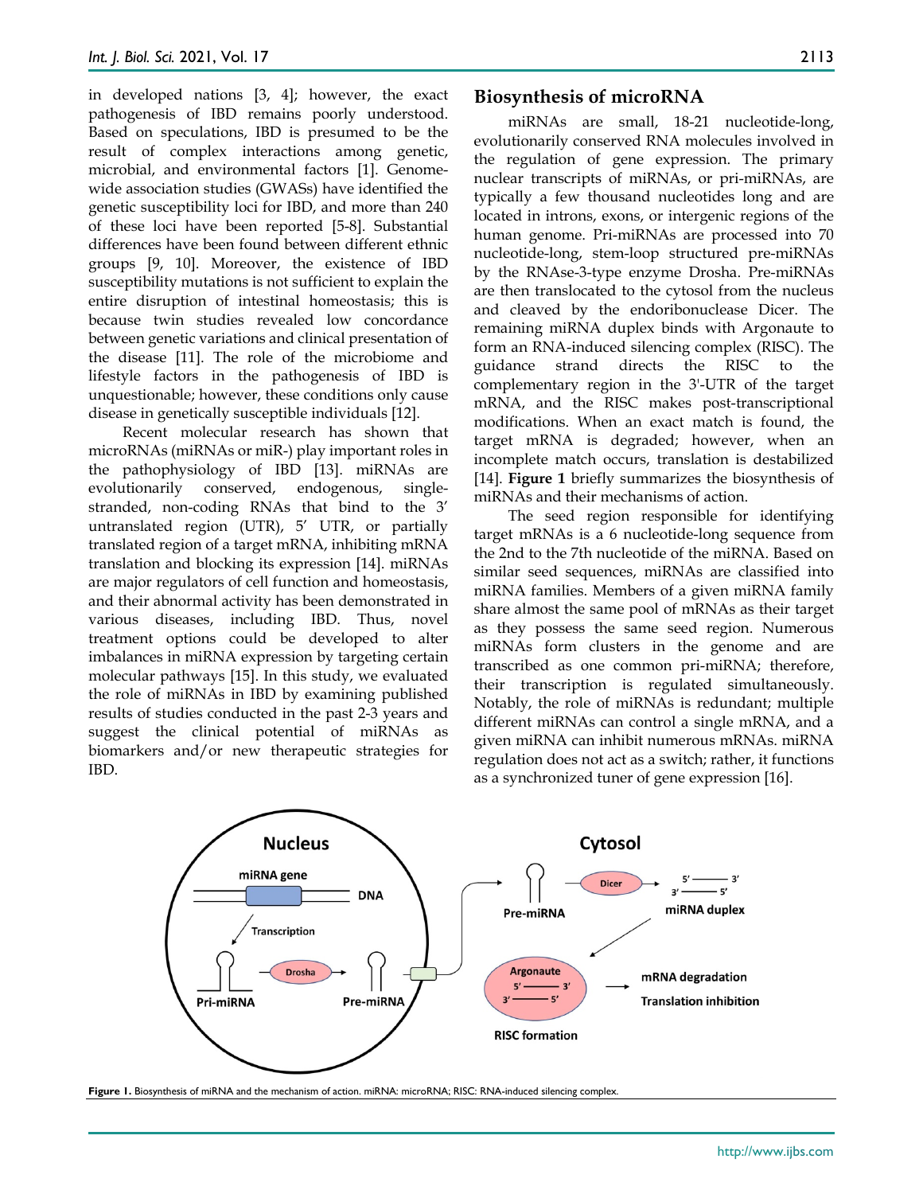in developed nations [3, 4]; however, the exact pathogenesis of IBD remains poorly understood. Based on speculations, IBD is presumed to be the result of complex interactions among genetic, microbial, and environmental factors [1]. Genome-wide association studies (GWASs) have identified the genetic susceptibility loci for IBD, and more than 240 of these loci have been reported [5-8]. Substantial differences have been found between different ethnic groups [9, 10]. Moreover, the existence of IBD susceptibility mutations is not sufficient to explain the entire disruption of intestinal homeostasis; this is because twin studies revealed low concordance between genetic variations and clinical presentation of the disease [11]. The role of the microbiome and lifestyle factors in the pathogenesis of IBD is unquestionable; however, these conditions only cause disease in genetically susceptible individuals [12].

Recent molecular research has shown that microRNAs (miRNAs or miR-) play important roles in the pathophysiology of IBD [13]. miRNAs are evolutionarily conserved, endogenous, single-stranded, non-coding RNAs that bind to the 3′ untranslated region (UTR), 5′ UTR, or partially translated region of a target mRNA, inhibiting mRNA translation and blocking its expression [14]. miRNAs are major regulators of cell function and homeostasis, and their abnormal activity has been demonstrated in various diseases, including IBD. Thus, novel treatment options could be developed to alter imbalances in miRNA expression by targeting certain molecular pathways [15]. In this study, we evaluated the role of miRNAs in IBD by examining published results of studies conducted in the past 2-3 years and suggest the clinical potential of miRNAs as biomarkers and/or new therapeutic strategies for IBD.

## Biosynthesis of microRNA

miRNAs are small, 18-21 nucleotide-long, evolutionarily conserved RNA molecules involved in the regulation of gene expression. The primary nuclear transcripts of miRNAs, or pri-miRNAs, are typically a few thousand nucleotides long and are located in introns, exons, or intergenic regions of the human genome. Pri-miRNAs are processed into 70 nucleotide-long, stem-loop structured pre-miRNAs by the RNAse-3-type enzyme Drosha. Pre-miRNAs are then translocated to the cytosol from the nucleus and cleaved by the endoribonuclease Dicer. The remaining miRNA duplex binds with Argonaute to form an RNA-induced silencing complex (RISC). The guidance strand directs the RISC to the complementary region in the 3'-UTR of the target mRNA, and the RISC makes post-transcriptional modifications. When an exact match is found, the target mRNA is degraded; however, when an incomplete match occurs, translation is destabilized [14]. **Figure 1** briefly summarizes the biosynthesis of miRNAs and their mechanisms of action.

The seed region responsible for identifying target mRNAs is a 6 nucleotide-long sequence from the 2nd to the 7th nucleotide of the miRNA. Based on similar seed sequences, miRNAs are classified into miRNA families. Members of a given miRNA family share almost the same pool of mRNAs as their target as they possess the same seed region. Numerous miRNAs form clusters in the genome and are transcribed as one common pri-miRNA; therefore, their transcription is regulated simultaneously. Notably, the role of miRNAs is redundant; multiple different miRNAs can control a single mRNA, and a given miRNA can inhibit numerous mRNAs. miRNA regulation does not act as a switch; rather, it functions as a synchronized tuner of gene expression [16].

**Figure 1.** Biosynthesis of miRNA and the mechanism of action. miRNA: microRNA; RISC: RNA-induced silencing complex.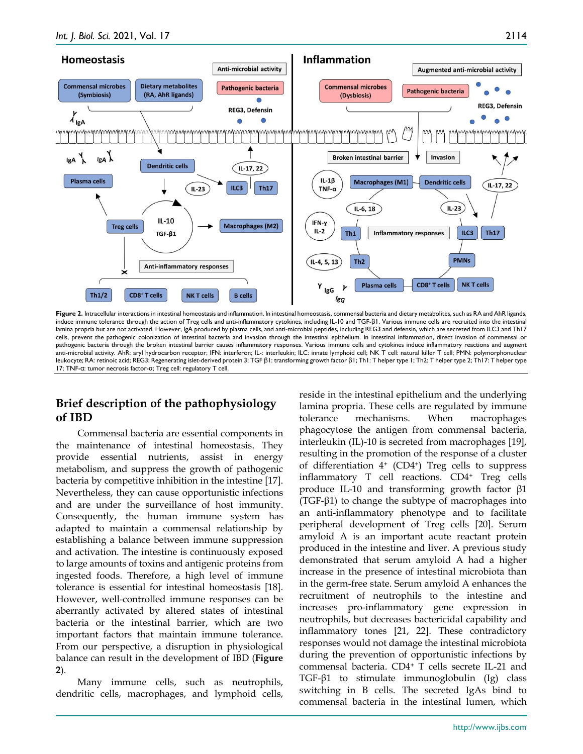**Figure 2.** Intracellular interactions in intestinal homeostasis and inflammation. In intestinal homeostasis, commensal bacteria and dietary metabolites, such as RA and AhR ligands, induce immune tolerance through the action of Treg cells and anti-inflammatory cytokines, including IL-10 and TGF-β1. Various immune cells are recruited into the intestinal lamina propria but are not activated. However, IgA produced by plasma cells, and anti-microbial peptides, including REG3 and defensin, which are secreted from ILC3 and Th17 cells, prevent the pathogenic colonization of intestinal bacteria and invasion through the intestinal epithelium. In intestinal inflammation, direct invasion of commensal or pathogenic bacteria through the broken intestinal barrier causes inflammatory responses. Various immune cells and cytokines induce inflammatory reactions and augment anti-microbial activity. AhR: aryl hydrocarbon receptor; IFN: interferon; IL-: interleukin; ILC: innate lymphoid cell; NK T cell: natural killer T cell; PMN: polymorphonuclear leukocyte; RA: retinoic acid; REG3: Regenerating islet-derived protein 3; TGF β1: transforming growth factor β1; Th1: T helper type 1; Th2: T helper type 2; Th17: T helper type 17; TNF-α: tumor necrosis factor-α; Treg cell: regulatory T cell.

## Brief description of the pathophysiology of IBD

Commensal bacteria are essential components in the maintenance of intestinal homeostasis. They provide essential nutrients, assist in energy metabolism, and suppress the growth of pathogenic bacteria by competitive inhibition in the intestine [17]. Nevertheless, they can cause opportunistic infections and are under the surveillance of host immunity. Consequently, the human immune system has adapted to maintain a commensal relationship by establishing a balance between immune suppression and activation. The intestine is continuously exposed to large amounts of toxins and antigenic proteins from ingested foods. Therefore, a high level of immune tolerance is essential for intestinal homeostasis [18]. However, well-controlled immune responses can be aberrantly activated by altered states of intestinal bacteria or the intestinal barrier, which are two important factors that maintain immune tolerance. From our perspective, a disruption in physiological balance can result in the development of IBD (**Figure 2**).

Many immune cells, such as neutrophils, dendritic cells, macrophages, and lymphoid cells, reside in the intestinal epithelium and the underlying lamina propria. These cells are regulated by immune tolerance mechanisms. When macrophages phagocytose the antigen from commensal bacteria, interleukin (IL)-10 is secreted from macrophages [19], resulting in the promotion of the response of a cluster of differentiation 4$^+$ (CD4$^+$) Treg cells to suppress inflammatory T cell reactions. CD4$^+$ Treg cells produce IL-10 and transforming growth factor β1 (TGF-β1) to change the subtype of macrophages into an anti-inflammatory phenotype and to facilitate peripheral development of Treg cells [20]. Serum amyloid A is an important acute reactant protein produced in the intestine and liver. A previous study demonstrated that serum amyloid A had a higher increase in the presence of intestinal microbiota than in the germ-free state. Serum amyloid A enhances the recruitment of neutrophils to the intestine and increases pro-inflammatory gene expression in neutrophils, but decreases bactericidal capability and inflammatory tones [21, 22]. These contradictory responses would not damage the intestinal microbiota during the prevention of opportunistic infections by commensal bacteria. CD4$^+$ T cells secrete IL-21 and TGF-β1 to stimulate immunoglobulin (Ig) class switching in B cells. The secreted IgAs bind to commensal bacteria in the intestinal lumen, which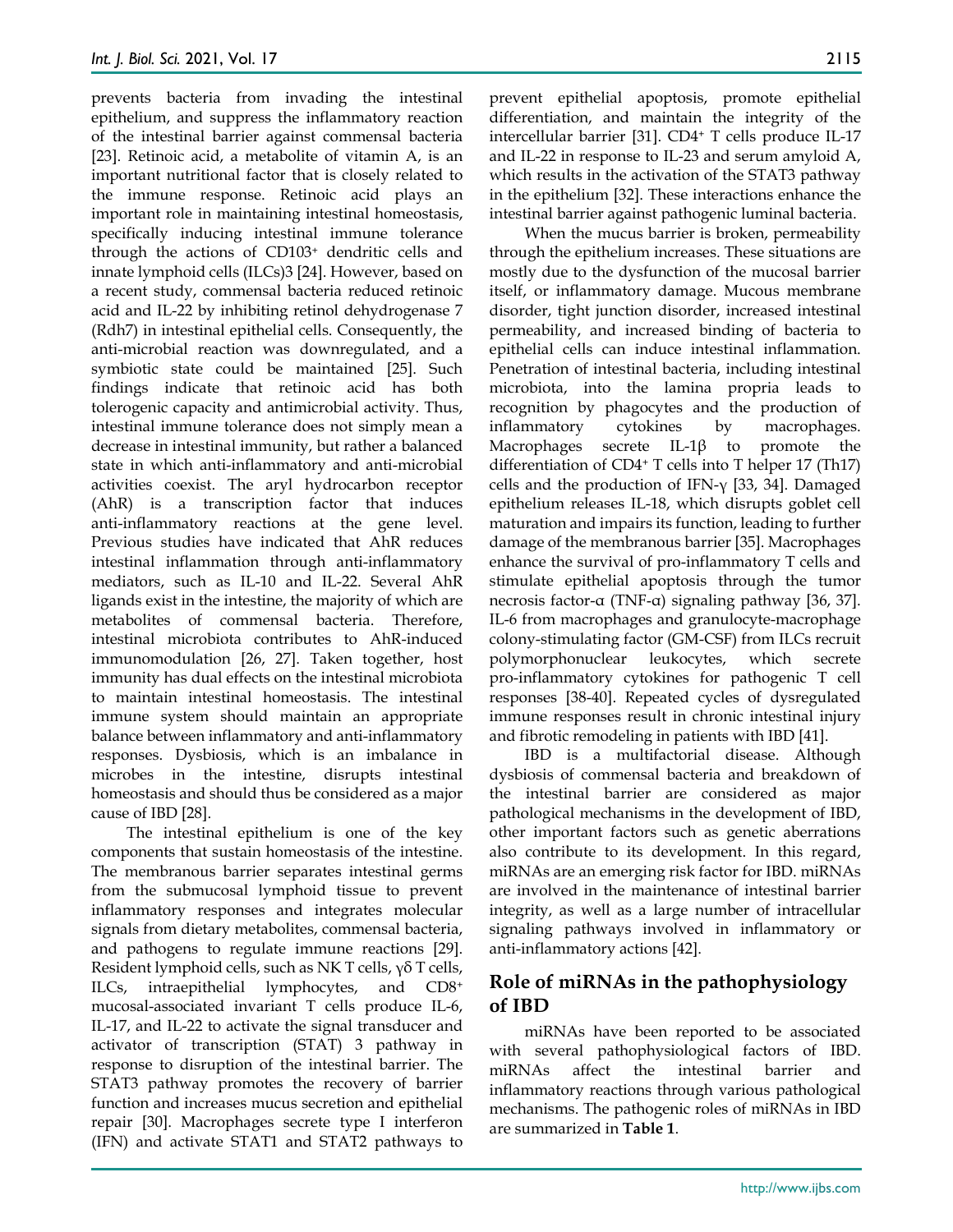prevents bacteria from invading the intestinal epithelium, and suppress the inflammatory reaction of the intestinal barrier against commensal bacteria [23]. Retinoic acid, a metabolite of vitamin A, is an important nutritional factor that is closely related to the immune response. Retinoic acid plays an important role in maintaining intestinal homeostasis, specifically inducing intestinal immune tolerance through the actions of CD103⁺ dendritic cells and innate lymphoid cells (ILCs)3 [24]. However, based on a recent study, commensal bacteria reduced retinoic acid and IL-22 by inhibiting retinol dehydrogenase 7 (Rdh7) in intestinal epithelial cells. Consequently, the anti-microbial reaction was downregulated, and a symbiotic state could be maintained [25]. Such findings indicate that retinoic acid has both tolerogenic capacity and antimicrobial activity. Thus, intestinal immune tolerance does not simply mean a decrease in intestinal immunity, but rather a balanced state in which anti-inflammatory and anti-microbial activities coexist. The aryl hydrocarbon receptor (AhR) is a transcription factor that induces anti-inflammatory reactions at the gene level. Previous studies have indicated that AhR reduces intestinal inflammation through anti-inflammatory mediators, such as IL-10 and IL-22. Several AhR ligands exist in the intestine, the majority of which are metabolites of commensal bacteria. Therefore, intestinal microbiota contributes to AhR-induced immunomodulation [26, 27]. Taken together, host immunity has dual effects on the intestinal microbiota to maintain intestinal homeostasis. The intestinal immune system should maintain an appropriate balance between inflammatory and anti-inflammatory responses. Dysbiosis, which is an imbalance in microbes in the intestine, disrupts intestinal homeostasis and should thus be considered as a major cause of IBD [28].

The intestinal epithelium is one of the key components that sustain homeostasis of the intestine. The membranous barrier separates intestinal germs from the submucosal lymphoid tissue to prevent inflammatory responses and integrates molecular signals from dietary metabolites, commensal bacteria, and pathogens to regulate immune reactions [29]. Resident lymphoid cells, such as NK T cells, γδ T cells, ILCs, intraepithelial lymphocytes, and CD8⁺ mucosal-associated invariant T cells produce IL-6, IL-17, and IL-22 to activate the signal transducer and activator of transcription (STAT) 3 pathway in response to disruption of the intestinal barrier. The STAT3 pathway promotes the recovery of barrier function and increases mucus secretion and epithelial repair [30]. Macrophages secrete type I interferon (IFN) and activate STAT1 and STAT2 pathways to prevent epithelial apoptosis, promote epithelial differentiation, and maintain the integrity of the intercellular barrier [31]. CD4⁺ T cells produce IL-17 and IL-22 in response to IL-23 and serum amyloid A, which results in the activation of the STAT3 pathway in the epithelium [32]. These interactions enhance the intestinal barrier against pathogenic luminal bacteria.

When the mucus barrier is broken, permeability through the epithelium increases. These situations are mostly due to the dysfunction of the mucosal barrier itself, or inflammatory damage. Mucous membrane disorder, tight junction disorder, increased intestinal permeability, and increased binding of bacteria to epithelial cells can induce intestinal inflammation. Penetration of intestinal bacteria, including intestinal microbiota, into the lamina propria leads to recognition by phagocytes and the production of inflammatory cytokines by macrophages. Macrophages secrete IL-1β to promote the differentiation of CD4⁺ T cells into T helper 17 (Th17) cells and the production of IFN-γ [33, 34]. Damaged epithelium releases IL-18, which disrupts goblet cell maturation and impairs its function, leading to further damage of the membranous barrier [35]. Macrophages enhance the survival of pro-inflammatory T cells and stimulate epithelial apoptosis through the tumor necrosis factor-α (TNF-α) signaling pathway [36, 37]. IL-6 from macrophages and granulocyte-macrophage colony-stimulating factor (GM-CSF) from ILCs recruit polymorphonuclear leukocytes, which secrete pro-inflammatory cytokines for pathogenic T cell responses [38-40]. Repeated cycles of dysregulated immune responses result in chronic intestinal injury and fibrotic remodeling in patients with IBD [41].

IBD is a multifactorial disease. Although dysbiosis of commensal bacteria and breakdown of the intestinal barrier are considered as major pathological mechanisms in the development of IBD, other important factors such as genetic aberrations also contribute to its development. In this regard, miRNAs are an emerging risk factor for IBD. miRNAs are involved in the maintenance of intestinal barrier integrity, as well as a large number of intracellular signaling pathways involved in inflammatory or anti-inflammatory actions [42].

## Role of miRNAs in the pathophysiology of IBD

miRNAs have been reported to be associated with several pathophysiological factors of IBD. miRNAs affect the intestinal barrier and inflammatory reactions through various pathological mechanisms. The pathogenic roles of miRNAs in IBD are summarized in **Table 1**.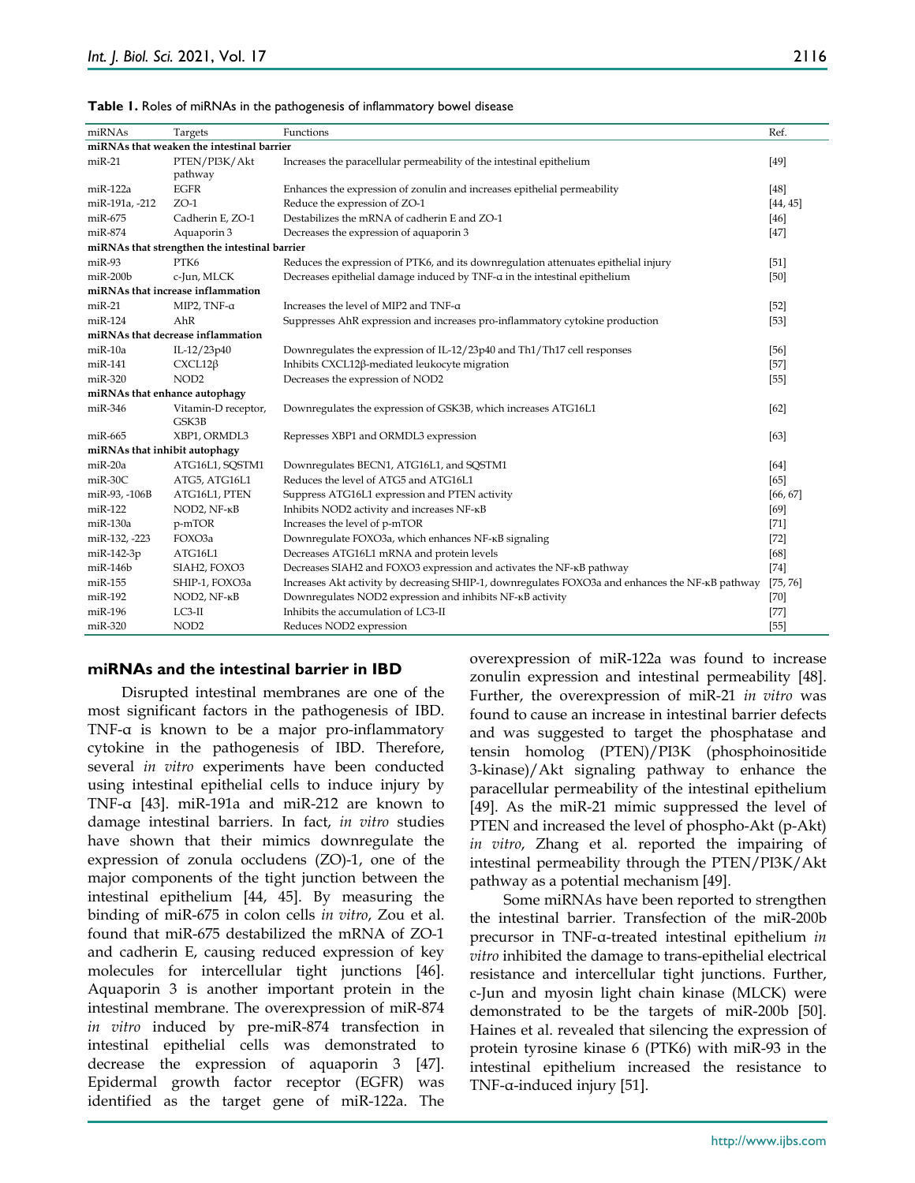**Table 1.** Roles of miRNAs in the pathogenesis of inflammatory bowel disease

| miRNAs | Targets | Functions | Ref. |
|---|---|---|---|
| **miRNAs that weaken the intestinal barrier** | | | |
| miR-21 | PTEN/PI3K/Akt pathway | Increases the paracellular permeability of the intestinal epithelium | [49] |
| miR-122a | EGFR | Enhances the expression of zonulin and increases epithelial permeability | [48] |
| miR-191a, -212 | ZO-1 | Reduce the expression of ZO-1 | [44, 45] |
| miR-675 | Cadherin E, ZO-1 | Destabilizes the mRNA of cadherin E and ZO-1 | [46] |
| miR-874 | Aquaporin 3 | Decreases the expression of aquaporin 3 | [47] |
| **miRNAs that strengthen the intestinal barrier** | | | |
| miR-93 | PTK6 | Reduces the expression of PTK6, and its downregulation attenuates epithelial injury | [51] |
| miR-200b | c-Jun, MLCK | Decreases epithelial damage induced by TNF-α in the intestinal epithelium | [50] |
| **miRNAs that increase inflammation** | | | |
| miR-21 | MIP2, TNF-α | Increases the level of MIP2 and TNF-α | [52] |
| miR-124 | AhR | Suppresses AhR expression and increases pro-inflammatory cytokine production | [53] |
| **miRNAs that decrease inflammation** | | | |
| miR-10a | IL-12/23p40 | Downregulates the expression of IL-12/23p40 and Th1/Th17 cell responses | [56] |
| miR-141 | CXCL12β | Inhibits CXCL12β-mediated leukocyte migration | [57] |
| miR-320 | NOD2 | Decreases the expression of NOD2 | [55] |
| **miRNAs that enhance autophagy** | | | |
| miR-346 | Vitamin-D receptor, GSK3B | Downregulates the expression of GSK3B, which increases ATG16L1 | [62] |
| miR-665 | XBP1, ORMDL3 | Represses XBP1 and ORMDL3 expression | [63] |
| **miRNAs that inhibit autophagy** | | | |
| miR-20a | ATG16L1, SQSTM1 | Downregulates BECN1, ATG16L1, and SQSTM1 | [64] |
| miR-30C | ATG5, ATG16L1 | Reduces the level of ATG5 and ATG16L1 | [65] |
| miR-93, -106B | ATG16L1, PTEN | Suppress ATG16L1 expression and PTEN activity | [66, 67] |
| miR-122 | NOD2, NF-κB | Inhibits NOD2 activity and increases NF-κB | [69] |
| miR-130a | p-mTOR | Increases the level of p-mTOR | [71] |
| miR-132, -223 | FOXO3a | Downregulate FOXO3a, which enhances NF-κB signaling | [72] |
| miR-142-3p | ATG16L1 | Decreases ATG16L1 mRNA and protein levels | [68] |
| miR-146b | SIAH2, FOXO3 | Decreases SIAH2 and FOXO3 expression and activates the NF-κB pathway | [74] |
| miR-155 | SHIP-1, FOXO3a | Increases Akt activity by decreasing SHIP-1, downregulates FOXO3a and enhances the NF-κB pathway | [75, 76] |
| miR-192 | NOD2, NF-κB | Downregulates NOD2 expression and inhibits NF-κB activity | [70] |
| miR-196 | LC3-II | Inhibits the accumulation of LC3-II | [77] |
| miR-320 | NOD2 | Reduces NOD2 expression | [55] |

## miRNAs and the intestinal barrier in IBD

Disrupted intestinal membranes are one of the most significant factors in the pathogenesis of IBD. TNF-α is known to be a major pro-inflammatory cytokine in the pathogenesis of IBD. Therefore, several *in vitro* experiments have been conducted using intestinal epithelial cells to induce injury by TNF-α [43]. miR-191a and miR-212 are known to damage intestinal barriers. In fact, *in vitro* studies have shown that their mimics downregulate the expression of zonula occludens (ZO)-1, one of the major components of the tight junction between the intestinal epithelium [44, 45]. By measuring the binding of miR-675 in colon cells *in vitro*, Zou et al. found that miR-675 destabilized the mRNA of ZO-1 and cadherin E, causing reduced expression of key molecules for intercellular tight junctions [46]. Aquaporin 3 is another important protein in the intestinal membrane. The overexpression of miR-874 *in vitro* induced by pre-miR-874 transfection in intestinal epithelial cells was demonstrated to decrease the expression of aquaporin 3 [47]. Epidermal growth factor receptor (EGFR) was identified as the target gene of miR-122a. The overexpression of miR-122a was found to increase zonulin expression and intestinal permeability [48]. Further, the overexpression of miR-21 *in vitro* was found to cause an increase in intestinal barrier defects and was suggested to target the phosphatase and tensin homolog (PTEN)/PI3K (phosphoinositide 3-kinase)/Akt signaling pathway to enhance the paracellular permeability of the intestinal epithelium [49]. As the miR-21 mimic suppressed the level of PTEN and increased the level of phospho-Akt (p-Akt) *in vitro*, Zhang et al. reported the impairing of intestinal permeability through the PTEN/PI3K/Akt pathway as a potential mechanism [49].

Some miRNAs have been reported to strengthen the intestinal barrier. Transfection of the miR-200b precursor in TNF-α-treated intestinal epithelium *in vitro* inhibited the damage to trans-epithelial electrical resistance and intercellular tight junctions. Further, c-Jun and myosin light chain kinase (MLCK) were demonstrated to be the targets of miR-200b [50]. Haines et al. revealed that silencing the expression of protein tyrosine kinase 6 (PTK6) with miR-93 in the intestinal epithelium increased the resistance to TNF-α-induced injury [51].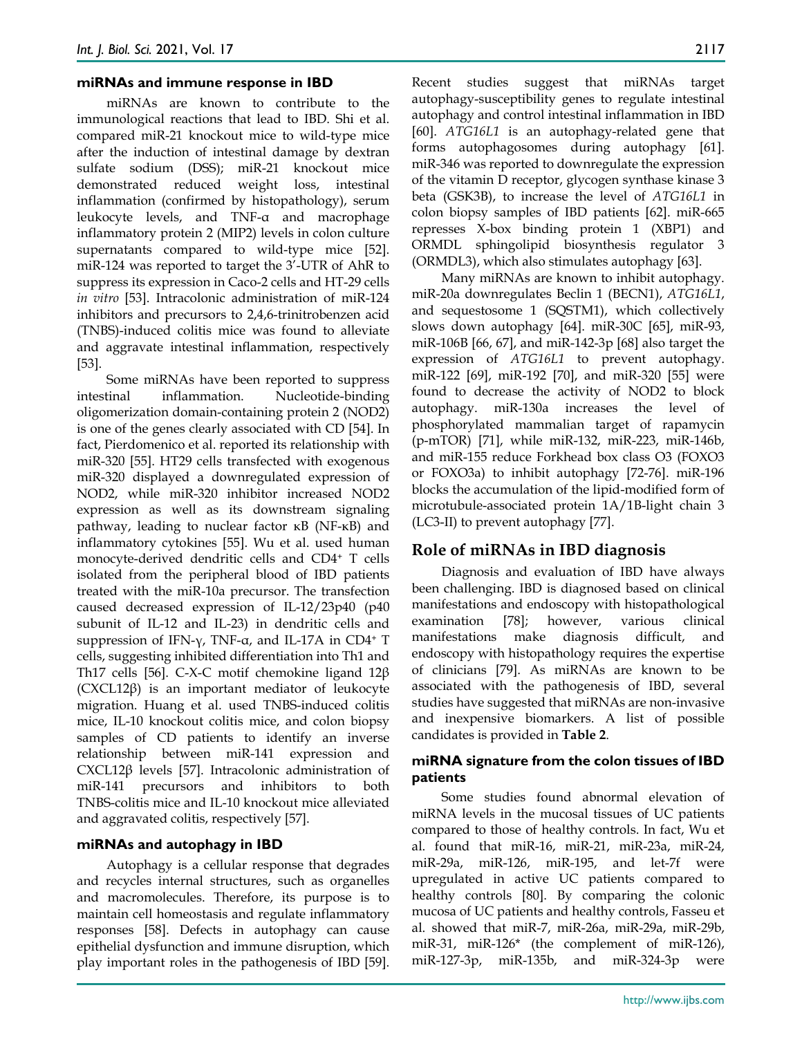### miRNAs and immune response in IBD

miRNAs are known to contribute to the immunological reactions that lead to IBD. Shi et al. compared miR-21 knockout mice to wild-type mice after the induction of intestinal damage by dextran sulfate sodium (DSS); miR-21 knockout mice demonstrated reduced weight loss, intestinal inflammation (confirmed by histopathology), serum leukocyte levels, and TNF-α and macrophage inflammatory protein 2 (MIP2) levels in colon culture supernatants compared to wild-type mice [52]. miR-124 was reported to target the 3'-UTR of AhR to suppress its expression in Caco-2 cells and HT-29 cells *in vitro* [53]. Intracolonic administration of miR-124 inhibitors and precursors to 2,4,6-trinitrobenzen acid (TNBS)-induced colitis mice was found to alleviate and aggravate intestinal inflammation, respectively [53].

Some miRNAs have been reported to suppress intestinal inflammation. Nucleotide-binding oligomerization domain-containing protein 2 (NOD2) is one of the genes clearly associated with CD [54]. In fact, Pierdomenico et al. reported its relationship with miR-320 [55]. HT29 cells transfected with exogenous miR-320 displayed a downregulated expression of NOD2, while miR-320 inhibitor increased NOD2 expression as well as its downstream signaling pathway, leading to nuclear factor κB (NF-κB) and inflammatory cytokines [55]. Wu et al. used human monocyte-derived dendritic cells and CD4[+] T cells isolated from the peripheral blood of IBD patients treated with the miR-10a precursor. The transfection caused decreased expression of IL-12/23p40 (p40 subunit of IL-12 and IL-23) in dendritic cells and suppression of IFN-γ, TNF-α, and IL-17A in CD4[+] T cells, suggesting inhibited differentiation into Th1 and Th17 cells [56]. C-X-C motif chemokine ligand 12β (CXCL12β) is an important mediator of leukocyte migration. Huang et al. used TNBS-induced colitis mice, IL-10 knockout colitis mice, and colon biopsy samples of CD patients to identify an inverse relationship between miR-141 expression and CXCL12β levels [57]. Intracolonic administration of miR-141 precursors and inhibitors to both TNBS-colitis mice and IL-10 knockout mice alleviated and aggravated colitis, respectively [57].

### miRNAs and autophagy in IBD

Autophagy is a cellular response that degrades and recycles internal structures, such as organelles and macromolecules. Therefore, its purpose is to maintain cell homeostasis and regulate inflammatory responses [58]. Defects in autophagy can cause epithelial dysfunction and immune disruption, which play important roles in the pathogenesis of IBD [59]. Recent studies suggest that miRNAs target autophagy-susceptibility genes to regulate intestinal autophagy and control intestinal inflammation in IBD [60]. *ATG16L1* is an autophagy-related gene that forms autophagosomes during autophagy [61]. miR-346 was reported to downregulate the expression of the vitamin D receptor, glycogen synthase kinase 3 beta (GSK3B), to increase the level of *ATG16L1* in colon biopsy samples of IBD patients [62]. miR-665 represses X-box binding protein 1 (XBP1) and ORMDL sphingolipid biosynthesis regulator 3 (ORMDL3), which also stimulates autophagy [63].

Many miRNAs are known to inhibit autophagy. miR-20a downregulates Beclin 1 (BECN1), *ATG16L1*, and sequestosome 1 (SQSTM1), which collectively slows down autophagy [64]. miR-30C [65], miR-93, miR-106B [66, 67], and miR-142-3p [68] also target the expression of *ATG16L1* to prevent autophagy. miR-122 [69], miR-192 [70], and miR-320 [55] were found to decrease the activity of NOD2 to block autophagy. miR-130a increases the level of phosphorylated mammalian target of rapamycin (p-mTOR) [71], while miR-132, miR-223, miR-146b, and miR-155 reduce Forkhead box class O3 (FOXO3 or FOXO3a) to inhibit autophagy [72-76]. miR-196 blocks the accumulation of the lipid-modified form of microtubule-associated protein 1A/1B-light chain 3 (LC3-II) to prevent autophagy [77].

## Role of miRNAs in IBD diagnosis

Diagnosis and evaluation of IBD have always been challenging. IBD is diagnosed based on clinical manifestations and endoscopy with histopathological examination [78]; however, various clinical manifestations make diagnosis difficult, and endoscopy with histopathology requires the expertise of clinicians [79]. As miRNAs are known to be associated with the pathogenesis of IBD, several studies have suggested that miRNAs are non-invasive and inexpensive biomarkers. A list of possible candidates is provided in **Table 2**.

### miRNA signature from the colon tissues of IBD patients

Some studies found abnormal elevation of miRNA levels in the mucosal tissues of UC patients compared to those of healthy controls. In fact, Wu et al. found that miR-16, miR-21, miR-23a, miR-24, miR-29a, miR-126, miR-195, and let-7f were upregulated in active UC patients compared to healthy controls [80]. By comparing the colonic mucosa of UC patients and healthy controls, Fasseu et al. showed that miR-7, miR-26a, miR-29a, miR-29b, miR-31, miR-126* (the complement of miR-126), miR-127-3p, miR-135b, and miR-324-3p were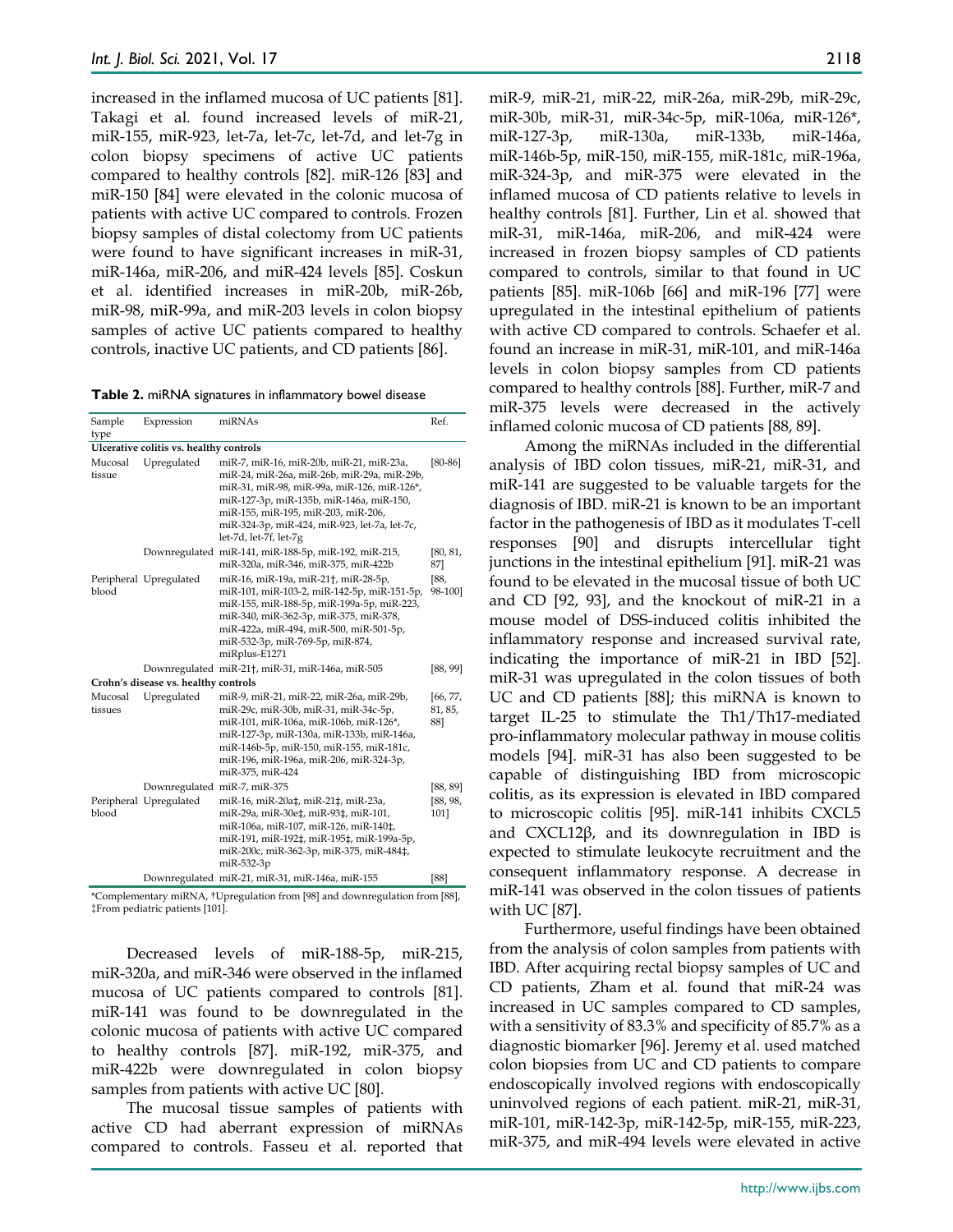increased in the inflamed mucosa of UC patients [81]. Takagi et al. found increased levels of miR-21, miR-155, miR-923, let-7a, let-7c, let-7d, and let-7g in colon biopsy specimens of active UC patients compared to healthy controls [82]. miR-126 [83] and miR-150 [84] were elevated in the colonic mucosa of patients with active UC compared to controls. Frozen biopsy samples of distal colectomy from UC patients were found to have significant increases in miR-31, miR-146a, miR-206, and miR-424 levels [85]. Coskun et al. identified increases in miR-20b, miR-26b, miR-98, miR-99a, and miR-203 levels in colon biopsy samples of active UC patients compared to healthy controls, inactive UC patients, and CD patients [86].

**Table 2.** miRNA signatures in inflammatory bowel disease

| Sample type | Expression | miRNAs | Ref. |
|---|---|---|---|
| **Ulcerative colitis vs. healthy controls** | | | |
| Mucosal tissue | Upregulated | miR-7, miR-16, miR-20b, miR-21, miR-23a, miR-24, miR-26a, miR-26b, miR-29a, miR-29b, miR-31, miR-98, miR-99a, miR-126, miR-126*, miR-127-3p, miR-135b, miR-146a, miR-150, miR-155, miR-195, miR-203, miR-206, miR-324-3p, miR-424, miR-923, let-7a, let-7c, let-7d, let-7f, let-7g | [80-86] |
| | Downregulated | miR-141, miR-188-5p, miR-192, miR-215, miR-320a, miR-346, miR-375, miR-422b | [80, 81, 87] |
| Peripheral blood | Upregulated | miR-16, miR-19a, miR-21†, miR-28-5p, miR-101, miR-103-2, miR-142-5p, miR-151-5p, miR-155, miR-188-5p, miR-199a-5p, miR-223, miR-340, miR-362-3p, miR-375, miR-378, miR-422a, miR-494, miR-500, miR-501-5p, miR-532-3p, miR-769-5p, miR-874, miRplus-E1271 | [88, 98-100] |
| | Downregulated | miR-21†, miR-31, miR-146a, miR-505 | [88, 99] |
| **Crohn's disease vs. healthy controls** | | | |
| Mucosal tissues | Upregulated | miR-9, miR-21, miR-22, miR-26a, miR-29b, miR-29c, miR-30b, miR-31, miR-34c-5p, miR-101, miR-106a, miR-106b, miR-126*, miR-127-3p, miR-130a, miR-133b, miR-146a, miR-146b-5p, miR-150, miR-155, miR-181c, miR-196, miR-196a, miR-206, miR-324-3p, miR-375, miR-424 | [66, 77, 81, 85, 88] |
| | Downregulated | miR-7, miR-375 | [88, 89] |
| Peripheral blood | Upregulated | miR-16, miR-20a‡, miR-21‡, miR-23a, miR-29a, miR-30e‡, miR-93‡, miR-101, miR-106a, miR-107, miR-126, miR-140‡, miR-191, miR-192‡, miR-195‡, miR-199a-5p, miR-200c, miR-362-3p, miR-375, miR-484‡, miR-532-3p | [88, 98, 101] |
| | Downregulated | miR-21, miR-31, miR-146a, miR-155 | [88] |

*Complementary miRNA, †Upregulation from [98] and downregulation from [88], ‡From pediatric patients [101].

Decreased levels of miR-188-5p, miR-215, miR-320a, and miR-346 were observed in the inflamed mucosa of UC patients compared to controls [81]. miR-141 was found to be downregulated in the colonic mucosa of patients with active UC compared to healthy controls [87]. miR-192, miR-375, and miR-422b were downregulated in colon biopsy samples from patients with active UC [80].

The mucosal tissue samples of patients with active CD had aberrant expression of miRNAs compared to controls. Fasseu et al. reported that miR-9, miR-21, miR-22, miR-26a, miR-29b, miR-29c, miR-30b, miR-31, miR-34c-5p, miR-106a, miR-126*, miR-127-3p, miR-130a, miR-133b, miR-146a, miR-146b-5p, miR-150, miR-155, miR-181c, miR-196a, miR-324-3p, and miR-375 were elevated in the inflamed mucosa of CD patients relative to levels in healthy controls [81]. Further, Lin et al. showed that miR-31, miR-146a, miR-206, and miR-424 were increased in frozen biopsy samples of CD patients compared to controls, similar to that found in UC patients [85]. miR-106b [66] and miR-196 [77] were upregulated in the intestinal epithelium of patients with active CD compared to controls. Schaefer et al. found an increase in miR-31, miR-101, and miR-146a levels in colon biopsy samples from CD patients compared to healthy controls [88]. Further, miR-7 and miR-375 levels were decreased in the actively inflamed colonic mucosa of CD patients [88, 89].

Among the miRNAs included in the differential analysis of IBD colon tissues, miR-21, miR-31, and miR-141 are suggested to be valuable targets for the diagnosis of IBD. miR-21 is known to be an important factor in the pathogenesis of IBD as it modulates T-cell responses [90] and disrupts intercellular tight junctions in the intestinal epithelium [91]. miR-21 was found to be elevated in the mucosal tissue of both UC and CD [92, 93], and the knockout of miR-21 in a mouse model of DSS-induced colitis inhibited the inflammatory response and increased survival rate, indicating the importance of miR-21 in IBD [52]. miR-31 was upregulated in the colon tissues of both UC and CD patients [88]; this miRNA is known to target IL-25 to stimulate the Th1/Th17-mediated pro-inflammatory molecular pathway in mouse colitis models [94]. miR-31 has also been suggested to be capable of distinguishing IBD from microscopic colitis, as its expression is elevated in IBD compared to microscopic colitis [95]. miR-141 inhibits CXCL5 and CXCL12β, and its downregulation in IBD is expected to stimulate leukocyte recruitment and the consequent inflammatory response. A decrease in miR-141 was observed in the colon tissues of patients with UC [87].

Furthermore, useful findings have been obtained from the analysis of colon samples from patients with IBD. After acquiring rectal biopsy samples of UC and CD patients, Zham et al. found that miR-24 was increased in UC samples compared to CD samples, with a sensitivity of 83.3% and specificity of 85.7% as a diagnostic biomarker [96]. Jeremy et al. used matched colon biopsies from UC and CD patients to compare endoscopically involved regions with endoscopically uninvolved regions of each patient. miR-21, miR-31, miR-101, miR-142-3p, miR-142-5p, miR-155, miR-223, miR-375, and miR-494 levels were elevated in active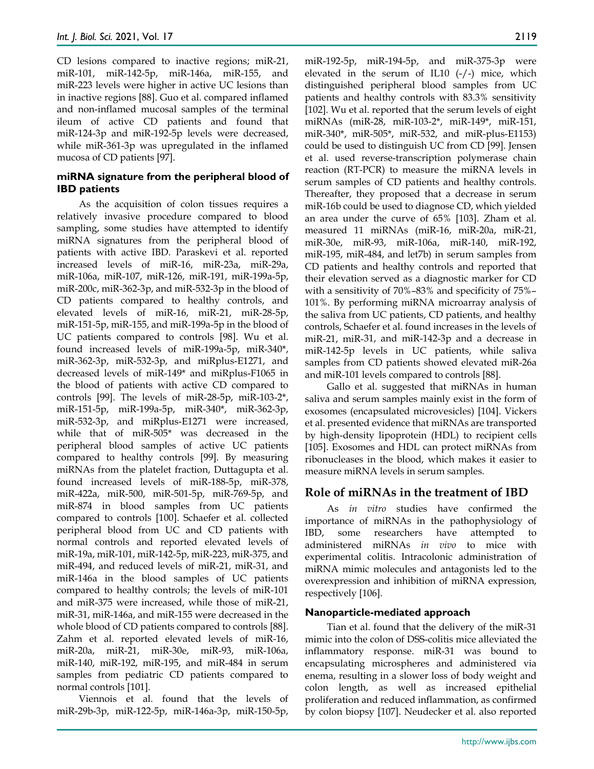CD lesions compared to inactive regions; miR-21, miR-101, miR-142-5p, miR-146a, miR-155, and miR-223 levels were higher in active UC lesions than in inactive regions [88]. Guo et al. compared inflamed and non-inflamed mucosal samples of the terminal ileum of active CD patients and found that miR-124-3p and miR-192-5p levels were decreased, while miR-361-3p was upregulated in the inflamed mucosa of CD patients [97].

### miRNA signature from the peripheral blood of IBD patients

As the acquisition of colon tissues requires a relatively invasive procedure compared to blood sampling, some studies have attempted to identify miRNA signatures from the peripheral blood of patients with active IBD. Paraskevi et al. reported increased levels of miR-16, miR-23a, miR-29a, miR-106a, miR-107, miR-126, miR-191, miR-199a-5p, miR-200c, miR-362-3p, and miR-532-3p in the blood of CD patients compared to healthy controls, and elevated levels of miR-16, miR-21, miR-28-5p, miR-151-5p, miR-155, and miR-199a-5p in the blood of UC patients compared to controls [98]. Wu et al. found increased levels of miR-199a-5p, miR-340*, miR-362-3p, miR-532-3p, and miRplus-E1271, and decreased levels of miR-149* and miRplus-F1065 in the blood of patients with active CD compared to controls [99]. The levels of miR-28-5p, miR-103-2*, miR-151-5p, miR-199a-5p, miR-340*, miR-362-3p, miR-532-3p, and miRplus-E1271 were increased, while that of miR-505* was decreased in the peripheral blood samples of active UC patients compared to healthy controls [99]. By measuring miRNAs from the platelet fraction, Duttagupta et al. found increased levels of miR-188-5p, miR-378, miR-422a, miR-500, miR-501-5p, miR-769-5p, and miR-874 in blood samples from UC patients compared to controls [100]. Schaefer et al. collected peripheral blood from UC and CD patients with normal controls and reported elevated levels of miR-19a, miR-101, miR-142-5p, miR-223, miR-375, and miR-494, and reduced levels of miR-21, miR-31, and miR-146a in the blood samples of UC patients compared to healthy controls; the levels of miR-101 and miR-375 were increased, while those of miR-21, miR-31, miR-146a, and miR-155 were decreased in the whole blood of CD patients compared to controls [88]. Zahm et al. reported elevated levels of miR-16, miR-20a, miR-21, miR-30e, miR-93, miR-106a, miR-140, miR-192, miR-195, and miR-484 in serum samples from pediatric CD patients compared to normal controls [101].

Viennois et al. found that the levels of miR-29b-3p, miR-122-5p, miR-146a-3p, miR-150-5p, miR-192-5p, miR-194-5p, and miR-375-3p were elevated in the serum of IL10 (-/-) mice, which distinguished peripheral blood samples from UC patients and healthy controls with 83.3% sensitivity [102]. Wu et al. reported that the serum levels of eight miRNAs (miR-28, miR-103-2*, miR-149*, miR-151, miR-340*, miR-505*, miR-532, and miR-plus-E1153) could be used to distinguish UC from CD [99]. Jensen et al. used reverse-transcription polymerase chain reaction (RT-PCR) to measure the miRNA levels in serum samples of CD patients and healthy controls. Thereafter, they proposed that a decrease in serum miR-16b could be used to diagnose CD, which yielded an area under the curve of 65% [103]. Zham et al. measured 11 miRNAs (miR-16, miR-20a, miR-21, miR-30e, miR-93, miR-106a, miR-140, miR-192, miR-195, miR-484, and let7b) in serum samples from CD patients and healthy controls and reported that their elevation served as a diagnostic marker for CD with a sensitivity of 70%–83% and specificity of 75%–101%. By performing miRNA microarray analysis of the saliva from UC patients, CD patients, and healthy controls, Schaefer et al. found increases in the levels of miR-21, miR-31, and miR-142-3p and a decrease in miR-142-5p levels in UC patients, while saliva samples from CD patients showed elevated miR-26a and miR-101 levels compared to controls [88].

Gallo et al. suggested that miRNAs in human saliva and serum samples mainly exist in the form of exosomes (encapsulated microvesicles) [104]. Vickers et al. presented evidence that miRNAs are transported by high-density lipoprotein (HDL) to recipient cells [105]. Exosomes and HDL can protect miRNAs from ribonucleases in the blood, which makes it easier to measure miRNA levels in serum samples.

## Role of miRNAs in the treatment of IBD

As *in vitro* studies have confirmed the importance of miRNAs in the pathophysiology of IBD, some researchers have attempted to administered miRNAs *in vivo* to mice with experimental colitis. Intracolonic administration of miRNA mimic molecules and antagonists led to the overexpression and inhibition of miRNA expression, respectively [106].

### Nanoparticle-mediated approach

Tian et al. found that the delivery of the miR-31 mimic into the colon of DSS-colitis mice alleviated the inflammatory response. miR-31 was bound to encapsulating microspheres and administered via enema, resulting in a slower loss of body weight and colon length, as well as increased epithelial proliferation and reduced inflammation, as confirmed by colon biopsy [107]. Neudecker et al. also reported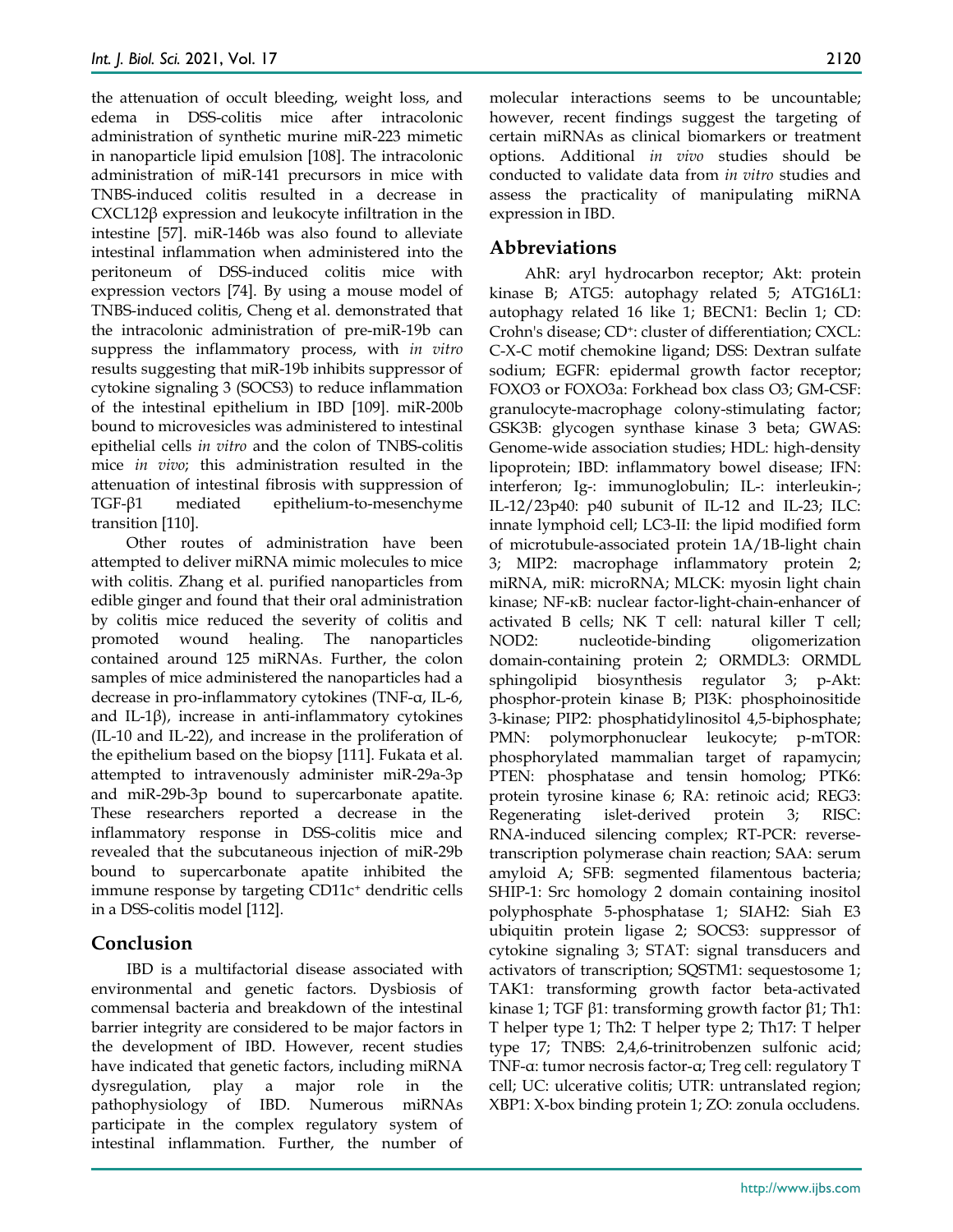the attenuation of occult bleeding, weight loss, and edema in DSS-colitis mice after intracolonic administration of synthetic murine miR-223 mimetic in nanoparticle lipid emulsion [108]. The intracolonic administration of miR-141 precursors in mice with TNBS-induced colitis resulted in a decrease in CXCL12β expression and leukocyte infiltration in the intestine [57]. miR-146b was also found to alleviate intestinal inflammation when administered into the peritoneum of DSS-induced colitis mice with expression vectors [74]. By using a mouse model of TNBS-induced colitis, Cheng et al. demonstrated that the intracolonic administration of pre-miR-19b can suppress the inflammatory process, with *in vitro* results suggesting that miR-19b inhibits suppressor of cytokine signaling 3 (SOCS3) to reduce inflammation of the intestinal epithelium in IBD [109]. miR-200b bound to microvesicles was administered to intestinal epithelial cells *in vitro* and the colon of TNBS-colitis mice *in vivo*; this administration resulted in the attenuation of intestinal fibrosis with suppression of TGF-β1 mediated epithelium-to-mesenchyme transition [110].

Other routes of administration have been attempted to deliver miRNA mimic molecules to mice with colitis. Zhang et al. purified nanoparticles from edible ginger and found that their oral administration by colitis mice reduced the severity of colitis and promoted wound healing. The nanoparticles contained around 125 miRNAs. Further, the colon samples of mice administered the nanoparticles had a decrease in pro-inflammatory cytokines (TNF-α, IL-6, and IL-1β), increase in anti-inflammatory cytokines (IL-10 and IL-22), and increase in the proliferation of the epithelium based on the biopsy [111]. Fukata et al. attempted to intravenously administer miR-29a-3p and miR-29b-3p bound to supercarbonate apatite. These researchers reported a decrease in the inflammatory response in DSS-colitis mice and revealed that the subcutaneous injection of miR-29b bound to supercarbonate apatite inhibited the immune response by targeting CD11c$^+$ dendritic cells in a DSS-colitis model [112].

## Conclusion

IBD is a multifactorial disease associated with environmental and genetic factors. Dysbiosis of commensal bacteria and breakdown of the intestinal barrier integrity are considered to be major factors in the development of IBD. However, recent studies have indicated that genetic factors, including miRNA dysregulation, play a major role in the pathophysiology of IBD. Numerous miRNAs participate in the complex regulatory system of intestinal inflammation. Further, the number of molecular interactions seems to be uncountable; however, recent findings suggest the targeting of certain miRNAs as clinical biomarkers or treatment options. Additional *in vivo* studies should be conducted to validate data from *in vitro* studies and assess the practicality of manipulating miRNA expression in IBD.

## Abbreviations

AhR: aryl hydrocarbon receptor; Akt: protein kinase B; ATG5: autophagy related 5; ATG16L1: autophagy related 16 like 1; BECN1: Beclin 1; CD: Crohn's disease; CD$^+$: cluster of differentiation; CXCL: C-X-C motif chemokine ligand; DSS: Dextran sulfate sodium; EGFR: epidermal growth factor receptor; FOXO3 or FOXO3a: Forkhead box class O3; GM-CSF: granulocyte-macrophage colony-stimulating factor; GSK3B: glycogen synthase kinase 3 beta; GWAS: Genome-wide association studies; HDL: high-density lipoprotein; IBD: inflammatory bowel disease; IFN: interferon; Ig-: immunoglobulin; IL-: interleukin-; IL-12/23p40: p40 subunit of IL-12 and IL-23; ILC: innate lymphoid cell; LC3-II: the lipid modified form of microtubule-associated protein 1A/1B-light chain 3; MIP2: macrophage inflammatory protein 2; miRNA, miR: microRNA; MLCK: myosin light chain kinase; NF-κB: nuclear factor-light-chain-enhancer of activated B cells; NK T cell: natural killer T cell; NOD2: nucleotide-binding oligomerization domain-containing protein 2; ORMDL3: ORMDL sphingolipid biosynthesis regulator 3; p-Akt: phosphor-protein kinase B; PI3K: phosphoinositide 3-kinase; PIP2: phosphatidylinositol 4,5-biphosphate; PMN: polymorphonuclear leukocyte; p-mTOR: phosphorylated mammalian target of rapamycin; PTEN: phosphatase and tensin homolog; PTK6: protein tyrosine kinase 6; RA: retinoic acid; REG3: Regenerating islet-derived protein 3; RISC: RNA-induced silencing complex; RT-PCR: reverse-transcription polymerase chain reaction; SAA: serum amyloid A; SFB: segmented filamentous bacteria; SHIP-1: Src homology 2 domain containing inositol polyphosphate 5-phosphatase 1; SIAH2: Siah E3 ubiquitin protein ligase 2; SOCS3: suppressor of cytokine signaling 3; STAT: signal transducers and activators of transcription; SQSTM1: sequestosome 1; TAK1: transforming growth factor beta-activated kinase 1; TGF β1: transforming growth factor β1; Th1: T helper type 1; Th2: T helper type 2; Th17: T helper type 17; TNBS: 2,4,6-trinitrobenzen sulfonic acid; TNF-α: tumor necrosis factor-α; Treg cell: regulatory T cell; UC: ulcerative colitis; UTR: untranslated region; XBP1: X-box binding protein 1; ZO: zonula occludens.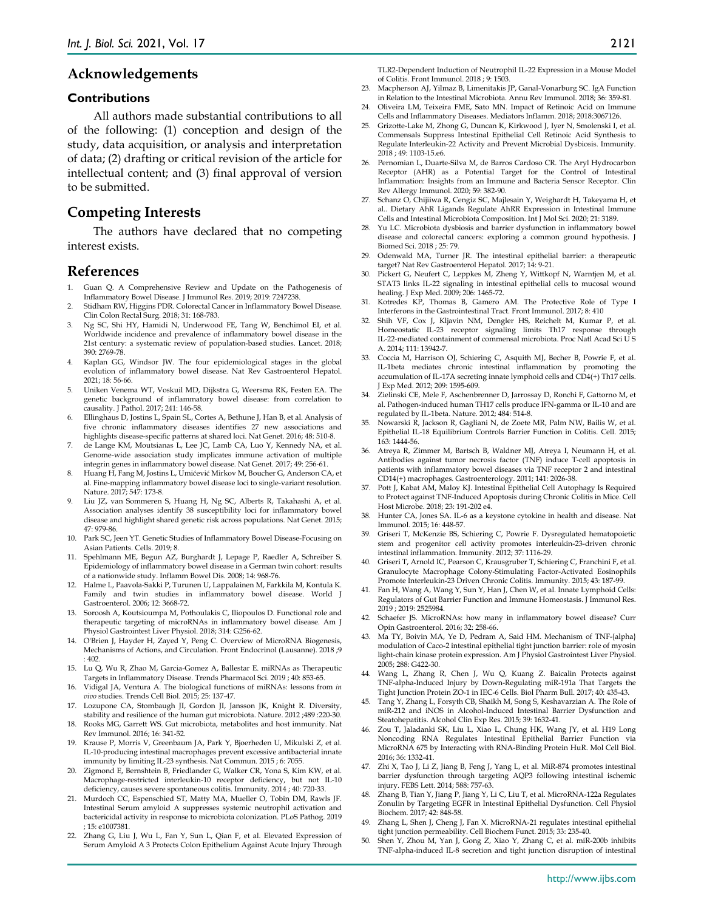## Acknowledgements

### Contributions

All authors made substantial contributions to all of the following: (1) conception and design of the study, data acquisition, or analysis and interpretation of data; (2) drafting or critical revision of the article for intellectual content; and (3) final approval of version to be submitted.

## Competing Interests

The authors have declared that no competing interest exists.

## References

1. Guan Q. A Comprehensive Review and Update on the Pathogenesis of Inflammatory Bowel Disease. J Immunol Res. 2019; 2019: 7247238.
2. Stidham RW, Higgins PDR. Colorectal Cancer in Inflammatory Bowel Disease. Clin Colon Rectal Surg. 2018; 31: 168-783.
3. Ng SC, Shi HY, Hamidi N, Underwood FE, Tang W, Benchimol EI, et al. Worldwide incidence and prevalence of inflammatory bowel disease in the 21st century: a systematic review of population-based studies. Lancet. 2018; 390: 2769-78.
4. Kaplan GG, Windsor JW. The four epidemiological stages in the global evolution of inflammatory bowel disease. Nat Rev Gastroenterol Hepatol. 2021; 18: 56-66.
5. Uniken Venema WT, Voskuil MD, Dijkstra G, Weersma RK, Festen EA. The genetic background of inflammatory bowel disease: from correlation to causality. J Pathol. 2017; 241: 146-58.
6. Ellinghaus D, Jostins L, Spain SL, Cortes A, Bethune J, Han B, et al. Analysis of five chronic inflammatory diseases identifies 27 new associations and highlights disease-specific patterns at shared loci. Nat Genet. 2016; 48: 510-8.
7. de Lange KM, Moutsianas L, Lee JC, Lamb CA, Luo Y, Kennedy NA, et al. Genome-wide association study implicates immune activation of multiple integrin genes in inflammatory bowel disease. Nat Genet. 2017; 49: 256-61.
8. Huang H, Fang M, Jostins L, Umićević Mirkov M, Boucher G, Anderson CA, et al. Fine-mapping inflammatory bowel disease loci to single-variant resolution. Nature. 2017; 547: 173-8.
9. Liu JZ, van Sommeren S, Huang H, Ng SC, Alberts R, Takahashi A, et al. Association analyses identify 38 susceptibility loci for inflammatory bowel disease and highlight shared genetic risk across populations. Nat Genet. 2015; 47: 979-86.
10. Park SC, Jeen YT. Genetic Studies of Inflammatory Bowel Disease-Focusing on Asian Patients. Cells. 2019; 8.
11. Spehlmann ME, Begun AZ, Burghardt J, Lepage P, Raedler A, Schreiber S. Epidemiology of inflammatory bowel disease in a German twin cohort: results of a nationwide study. Inflamm Bowel Dis. 2008; 14: 968-76.
12. Halme L, Paavola-Sakki P, Turunen U, Lappalainen M, Farkkila M, Kontula K. Family and twin studies in inflammatory bowel disease. World J Gastroenterol. 2006; 12: 3668-72.
13. Soroosh A, Koutsioumpa M, Pothoulakis C, Iliopoulos D. Functional role and therapeutic targeting of microRNAs in inflammatory bowel disease. Am J Physiol Gastrointest Liver Physiol. 2018; 314: G256-62.
14. O'Brien J, Hayder H, Zayed Y, Peng C. Overview of MicroRNA Biogenesis, Mechanisms of Actions, and Circulation. Front Endocrinol (Lausanne). 2018 ;9 : 402.
15. Lu Q, Wu R, Zhao M, Garcia-Gomez A, Ballestar E. miRNAs as Therapeutic Targets in Inflammatory Disease. Trends Pharmacol Sci. 2019 ; 40: 853-65.
16. Vidigal JA, Ventura A. The biological functions of miRNAs: lessons from *in vivo* studies. Trends Cell Biol. 2015; 25: 137-47.
17. Lozupone CA, Stombaugh JI, Gordon JI, Jansson JK, Knight R. Diversity, stability and resilience of the human gut microbiota. Nature. 2012 ;489 :220-30.
18. Rooks MG, Garrett WS. Gut microbiota, metabolites and host immunity. Nat Rev Immunol. 2016; 16: 341-52.
19. Krause P, Morris V, Greenbaum JA, Park Y, Bjoerheden U, Mikulski Z, et al. IL-10-producing intestinal macrophages prevent excessive antibacterial innate immunity by limiting IL-23 synthesis. Nat Commun. 2015 ; 6: 7055.
20. Zigmond E, Bernshtein B, Friedlander G, Walker CR, Yona S, Kim KW, et al. Macrophage-restricted interleukin-10 receptor deficiency, but not IL-10 deficiency, causes severe spontaneous colitis. Immunity. 2014 ; 40: 720-33.
21. Murdoch CC, Espenschied ST, Matty MA, Mueller O, Tobin DM, Rawls JF. Intestinal Serum amyloid A suppresses systemic neutrophil activation and bactericidal activity in response to microbiota colonization. PLoS Pathog. 2019 ; 15: e1007381.
22. Zhang G, Liu J, Wu L, Fan Y, Sun L, Qian F, et al. Elevated Expression of Serum Amyloid A 3 Protects Colon Epithelium Against Acute Injury Through TLR2-Dependent Induction of Neutrophil IL-22 Expression in a Mouse Model of Colitis. Front Immunol. 2018 ; 9: 1503.
23. Macpherson AJ, Yilmaz B, Limenitakis JP, Ganal-Vonarburg SC. IgA Function in Relation to the Intestinal Microbiota. Annu Rev Immunol. 2018; 36: 359-81.
24. Oliveira LM, Teixeira FME, Sato MN. Impact of Retinoic Acid on Immune Cells and Inflammatory Diseases. Mediators Inflamm. 2018; 2018:3067126.
25. Grizotte-Lake M, Zhong G, Duncan K, Kirkwood J, Iyer N, Smolenski I, et al. Commensals Suppress Intestinal Epithelial Cell Retinoic Acid Synthesis to Regulate Interleukin-22 Activity and Prevent Microbial Dysbiosis. Immunity. 2018 ; 49: 1103-15.e6.
26. Pernomian L, Duarte-Silva M, de Barros Cardoso CR. The Aryl Hydrocarbon Receptor (AHR) as a Potential Target for the Control of Intestinal Inflammation: Insights from an Immune and Bacteria Sensor Receptor. Clin Rev Allergy Immunol. 2020; 59: 382-90.
27. Schanz O, Chijiiwa R, Cengiz SC, Majlesain Y, Weighardt H, Takeyama H, et al.. Dietary AhR Ligands Regulate AhRR Expression in Intestinal Immune Cells and Intestinal Microbiota Composition. Int J Mol Sci. 2020; 21: 3189.
28. Yu LC. Microbiota dysbiosis and barrier dysfunction in inflammatory bowel disease and colorectal cancers: exploring a common ground hypothesis. J Biomed Sci. 2018 ; 25: 79.
29. Odenwald MA, Turner JR. The intestinal epithelial barrier: a therapeutic target? Nat Rev Gastroenterol Hepatol. 2017; 14: 9-21.
30. Pickert G, Neufert C, Leppkes M, Zheng Y, Wittkopf N, Warntjen M, et al. STAT3 links IL-22 signaling in intestinal epithelial cells to mucosal wound healing. J Exp Med. 2009; 206: 1465-72.
31. Kotredes KP, Thomas B, Gamero AM. The Protective Role of Type I Interferons in the Gastrointestinal Tract. Front Immunol. 2017; 8: 410
32. Shih VF, Cox J, Kljavin NM, Dengler HS, Reichelt M, Kumar P, et al. Homeostatic IL-23 receptor signaling limits Th17 response through IL-22-mediated containment of commensal microbiota. Proc Natl Acad Sci U S A. 2014; 111: 13942-7.
33. Coccia M, Harrison OJ, Schiering C, Asquith MJ, Becher B, Powrie F, et al. IL-1beta mediates chronic intestinal inflammation by promoting the accumulation of IL-17A secreting innate lymphoid cells and CD4(+) Th17 cells. J Exp Med. 2012; 209: 1595-609.
34. Zielinski CE, Mele F, Aschenbrenner D, Jarrossay D, Ronchi F, Gattorno M, et al. Pathogen-induced human TH17 cells produce IFN-gamma or IL-10 and are regulated by IL-1beta. Nature. 2012; 484: 514-8.
35. Nowarski R, Jackson R, Gagliani N, de Zoete MR, Palm NW, Bailis W, et al. Epithelial IL-18 Equilibrium Controls Barrier Function in Colitis. Cell. 2015; 163: 1444-56.
36. Atreya R, Zimmer M, Bartsch B, Waldner MJ, Atreya I, Neumann H, et al. Antibodies against tumor necrosis factor (TNF) induce T-cell apoptosis in patients with inflammatory bowel diseases via TNF receptor 2 and intestinal CD14(+) macrophages. Gastroenterology. 2011; 141: 2026-38.
37. Pott J, Kabat AM, Maloy KJ. Intestinal Epithelial Cell Autophagy Is Required to Protect against TNF-Induced Apoptosis during Chronic Colitis in Mice. Cell Host Microbe. 2018; 23: 191-202 e4.
38. Hunter CA, Jones SA. IL-6 as a keystone cytokine in health and disease. Nat Immunol. 2015; 16: 448-57.
39. Griseri T, McKenzie BS, Schiering C, Powrie F. Dysregulated hematopoietic stem and progenitor cell activity promotes interleukin-23-driven chronic intestinal inflammation. Immunity. 2012; 37: 1116-29.
40. Griseri T, Arnold IC, Pearson C, Krausgruber T, Schiering C, Franchini F, et al. Granulocyte Macrophage Colony-Stimulating Factor-Activated Eosinophils Promote Interleukin-23 Driven Chronic Colitis. Immunity. 2015; 43: 187-99.
41. Fan H, Wang A, Wang Y, Sun Y, Han J, Chen W, et al. Innate Lymphoid Cells: Regulators of Gut Barrier Function and Immune Homeostasis. J Immunol Res. 2019 ; 2019: 2525984.
42. Schaefer JS. MicroRNAs: how many in inflammatory bowel disease? Curr Opin Gastroenterol. 2016; 32: 258-66.
43. Ma TY, Boivin MA, Ye D, Pedram A, Said HM. Mechanism of TNF-{alpha} modulation of Caco-2 intestinal epithelial tight junction barrier: role of myosin light-chain kinase protein expression. Am J Physiol Gastrointest Liver Physiol. 2005; 288: G422-30.
44. Wang L, Zhang R, Chen J, Wu Q, Kuang Z. Baicalin Protects against TNF-alpha-Induced Injury by Down-Regulating miR-191a That Targets the Tight Junction Protein ZO-1 in IEC-6 Cells. Biol Pharm Bull. 2017; 40: 435-43.
45. Tang Y, Zhang L, Forsyth CB, Shaikh M, Song S, Keshavarzian A. The Role of miR-212 and iNOS in Alcohol-Induced Intestinal Barrier Dysfunction and Steatohepatitis. Alcohol Clin Exp Res. 2015; 39: 1632-41.
46. Zou T, Jaladanki SK, Liu L, Xiao L, Chung HK, Wang JY, et al. H19 Long Noncoding RNA Regulates Intestinal Epithelial Barrier Function via MicroRNA 675 by Interacting with RNA-Binding Protein HuR. Mol Cell Biol. 2016; 36: 1332-41.
47. Zhi X, Tao J, Li Z, Jiang B, Feng J, Yang L, et al. MiR-874 promotes intestinal barrier dysfunction through targeting AQP3 following intestinal ischemic injury. FEBS Lett. 2014; 588: 757-63.
48. Zhang B, Tian Y, Jiang P, Jiang Y, Li C, Liu T, et al. MicroRNA-122a Regulates Zonulin by Targeting EGFR in Intestinal Epithelial Dysfunction. Cell Physiol Biochem. 2017; 42: 848-58.
49. Zhang L, Shen J, Cheng J, Fan X. MicroRNA-21 regulates intestinal epithelial tight junction permeability. Cell Biochem Funct. 2015; 33: 235-40.
50. Shen Y, Zhou M, Yan J, Gong Z, Xiao Y, Zhang C, et al. miR-200b inhibits TNF-alpha-induced IL-8 secretion and tight junction disruption of intestinal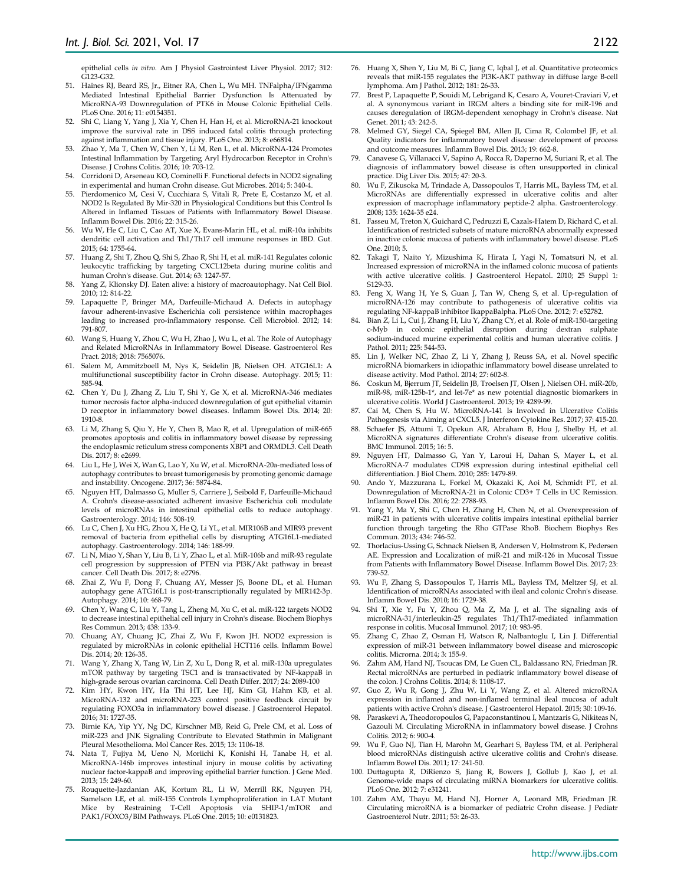epithelial cells *in vitro*. Am J Physiol Gastrointest Liver Physiol. 2017; 312: G123-G32.

51. Haines RJ, Beard RS, Jr., Eitner RA, Chen L, Wu MH. TNFalpha/IFNgamma Mediated Intestinal Epithelial Barrier Dysfunction Is Attenuated by MicroRNA-93 Downregulation of PTK6 in Mouse Colonic Epithelial Cells. PLoS One. 2016; 11: e0154351.
52. Shi C, Liang Y, Yang J, Xia Y, Chen H, Han H, et al. MicroRNA-21 knockout improve the survival rate in DSS induced fatal colitis through protecting against inflammation and tissue injury. PLoS One. 2013; 8: e66814.
53. Zhao Y, Ma T, Chen W, Chen Y, Li M, Ren L, et al. MicroRNA-124 Promotes Intestinal Inflammation by Targeting Aryl Hydrocarbon Receptor in Crohn's Disease. J Crohns Colitis. 2016; 10: 703-12.
54. Corridoni D, Arseneau KO, Cominelli F. Functional defects in NOD2 signaling in experimental and human Crohn disease. Gut Microbes. 2014; 5: 340-4.
55. Pierdomenico M, Cesi V, Cucchiara S, Vitali R, Prete E, Costanzo M, et al. NOD2 Is Regulated By Mir-320 in Physiological Conditions but this Control Is Altered in Inflamed Tissues of Patients with Inflammatory Bowel Disease. Inflamm Bowel Dis. 2016; 22: 315-26.
56. Wu W, He C, Liu C, Cao AT, Xue X, Evans-Marin HL, et al. miR-10a inhibits dendritic cell activation and Th1/Th17 cell immune responses in IBD. Gut. 2015; 64: 1755-64.
57. Huang Z, Shi T, Zhou Q, Shi S, Zhao R, Shi H, et al. miR-141 Regulates colonic leukocytic trafficking by targeting CXCL12beta during murine colitis and human Crohn's disease. Gut. 2014; 63: 1247-57.
58. Yang Z, Klionsky DJ. Eaten alive: a history of macroautophagy. Nat Cell Biol. 2010; 12: 814-22.
59. Lapaquette P, Bringer MA, Darfeuille-Michaud A. Defects in autophagy favour adherent-invasive Escherichia coli persistence within macrophages leading to increased pro-inflammatory response. Cell Microbiol. 2012; 14: 791-807.
60. Wang S, Huang Y, Zhou C, Wu H, Zhao J, Wu L, et al. The Role of Autophagy and Related MicroRNAs in Inflammatory Bowel Disease. Gastroenterol Res Pract. 2018; 2018: 7565076.
61. Salem M, Ammitzboell M, Nys K, Seidelin JB, Nielsen OH. ATG16L1: A multifunctional susceptibility factor in Crohn disease. Autophagy. 2015; 11: 585-94.
62. Chen Y, Du J, Zhang Z, Liu T, Shi Y, Ge X, et al. MicroRNA-346 mediates tumor necrosis factor alpha-induced downregulation of gut epithelial vitamin D receptor in inflammatory bowel diseases. Inflamm Bowel Dis. 2014; 20: 1910-8.
63. Li M, Zhang S, Qiu Y, He Y, Chen B, Mao R, et al. Upregulation of miR-665 promotes apoptosis and colitis in inflammatory bowel disease by repressing the endoplasmic reticulum stress components XBP1 and ORMDL3. Cell Death Dis. 2017; 8: e2699.
64. Liu L, He J, Wei X, Wan G, Lao Y, Xu W, et al. MicroRNA-20a-mediated loss of autophagy contributes to breast tumorigenesis by promoting genomic damage and instability. Oncogene. 2017; 36: 5874-84.
65. Nguyen HT, Dalmasso G, Muller S, Carriere J, Seibold F, Darfeuille-Michaud A. Crohn's disease-associated adherent invasive Escherichia coli modulate levels of microRNAs in intestinal epithelial cells to reduce autophagy. Gastroenterology. 2014; 146: 508-19.
66. Lu C, Chen J, Xu HG, Zhou X, He Q, Li YL, et al. MIR106B and MIR93 prevent removal of bacteria from epithelial cells by disrupting ATG16L1-mediated autophagy. Gastroenterology. 2014; 146: 188-99.
67. Li N, Miao Y, Shan Y, Liu B, Li Y, Zhao L, et al. MiR-106b and miR-93 regulate cell progression by suppression of PTEN via PI3K/Akt pathway in breast cancer. Cell Death Dis. 2017; 8: e2796.
68. Zhai Z, Wu F, Dong F, Chuang AY, Messer JS, Boone DL, et al. Human autophagy gene ATG16L1 is post-transcriptionally regulated by MIR142-3p. Autophagy. 2014; 10: 468-79.
69. Chen Y, Wang C, Liu Y, Tang L, Zheng M, Xu C, et al. miR-122 targets NOD2 to decrease intestinal epithelial cell injury in Crohn's disease. Biochem Biophys Res Commun. 2013; 438: 133-9.
70. Chuang AY, Chuang JC, Zhai Z, Wu F, Kwon JH. NOD2 expression is regulated by microRNAs in colonic epithelial HCT116 cells. Inflamm Bowel Dis. 2014; 20: 126-35.
71. Wang Y, Zhang X, Tang W, Lin Z, Xu L, Dong R, et al. miR-130a upregulates mTOR pathway by targeting TSC1 and is transactivated by NF-kappaB in high-grade serous ovarian carcinoma. Cell Death Differ. 2017; 24: 2089-100
72. Kim HY, Kwon HY, Ha Thi HT, Lee HJ, Kim GI, Hahm KB, et al. MicroRNA-132 and microRNA-223 control positive feedback circuit by regulating FOXO3a in inflammatory bowel disease. J Gastroenterol Hepatol. 2016; 31: 1727-35.
73. Birnie KA, Yip YY, Ng DC, Kirschner MB, Reid G, Prele CM, et al. Loss of miR-223 and JNK Signaling Contribute to Elevated Stathmin in Malignant Pleural Mesothelioma. Mol Cancer Res. 2015; 13: 1106-18.
74. Nata T, Fujiya M, Ueno N, Moriichi K, Konishi H, Tanabe H, et al. MicroRNA-146b improves intestinal injury in mouse colitis by activating nuclear factor-kappaB and improving epithelial barrier function. J Gene Med. 2013; 15: 249-60.
75. Rouquette-Jazdanian AK, Kortum RL, Li W, Merrill RK, Nguyen PH, Samelson LE, et al. miR-155 Controls Lymphoproliferation in LAT Mutant Mice by Restraining T-Cell Apoptosis via SHIP-1/mTOR and PAK1/FOXO3/BIM Pathways. PLoS One. 2015; 10: e0131823.
76. Huang X, Shen Y, Liu M, Bi C, Jiang C, Iqbal J, et al. Quantitative proteomics reveals that miR-155 regulates the PI3K-AKT pathway in diffuse large B-cell lymphoma. Am J Pathol. 2012; 181: 26-33.
77. Brest P, Lapaquette P, Souidi M, Lebrigand K, Cesaro A, Vouret-Craviari V, et al. A synonymous variant in IRGM alters a binding site for miR-196 and causes deregulation of IRGM-dependent xenophagy in Crohn's disease. Nat Genet. 2011; 43: 242-5.
78. Melmed GY, Siegel CA, Spiegel BM, Allen JI, Cima R, Colombel JF, et al. Quality indicators for inflammatory bowel disease: development of process and outcome measures. Inflamm Bowel Dis. 2013; 19: 662-8.
79. Canavese G, Villanacci V, Sapino A, Rocca R, Daperno M, Suriani R, et al. The diagnosis of inflammatory bowel disease is often unsupported in clinical practice. Dig Liver Dis. 2015; 47: 20-3.
80. Wu F, Zikusoka M, Trindade A, Dassopoulos T, Harris ML, Bayless TM, et al. MicroRNAs are differentially expressed in ulcerative colitis and alter expression of macrophage inflammatory peptide-2 alpha. Gastroenterology. 2008; 135: 1624-35 e24.
81. Fasseu M, Treton X, Guichard C, Pedruzzi E, Cazals-Hatem D, Richard C, et al. Identification of restricted subsets of mature microRNA abnormally expressed in inactive colonic mucosa of patients with inflammatory bowel disease. PLoS One. 2010; 5.
82. Takagi T, Naito Y, Mizushima K, Hirata I, Yagi N, Tomatsuri N, et al. Increased expression of microRNA in the inflamed colonic mucosa of patients with active ulcerative colitis. J Gastroenterol Hepatol. 2010; 25 Suppl 1: S129-33.
83. Feng X, Wang H, Ye S, Guan J, Tan W, Cheng S, et al. Up-regulation of microRNA-126 may contribute to pathogenesis of ulcerative colitis via regulating NF-kappaB inhibitor IkappaBalpha. PLoS One. 2012; 7: e52782.
84. Bian Z, Li L, Cui J, Zhang H, Liu Y, Zhang CY, et al. Role of miR-150-targeting c-Myb in colonic epithelial disruption during dextran sulphate sodium-induced murine experimental colitis and human ulcerative colitis. J Pathol. 2011; 225: 544-53.
85. Lin J, Welker NC, Zhao Z, Li Y, Zhang J, Reuss SA, et al. Novel specific microRNA biomarkers in idiopathic inflammatory bowel disease unrelated to disease activity. Mod Pathol. 2014; 27: 602-8.
86. Coskun M, Bjerrum JT, Seidelin JB, Troelsen JT, Olsen J, Nielsen OH. miR-20b, miR-98, miR-125b-1*, and let-7e* as new potential diagnostic biomarkers in ulcerative colitis. World J Gastroenterol. 2013; 19: 4289-99.
87. Cai M, Chen S, Hu W. MicroRNA-141 Is Involved in Ulcerative Colitis Pathogenesis via Aiming at CXCL5. J Interferon Cytokine Res. 2017; 37: 415-20.
88. Schaefer JS, Attumi T, Opekun AR, Abraham B, Hou J, Shelby H, et al. MicroRNA signatures differentiate Crohn's disease from ulcerative colitis. BMC Immunol. 2015; 16: 5.
89. Nguyen HT, Dalmasso G, Yan Y, Laroui H, Dahan S, Mayer L, et al. MicroRNA-7 modulates CD98 expression during intestinal epithelial cell differentiation. J Biol Chem. 2010; 285: 1479-89.
90. Ando Y, Mazzurana L, Forkel M, Okazaki K, Aoi M, Schmidt PT, et al. Downregulation of MicroRNA-21 in Colonic CD3+ T Cells in UC Remission. Inflamm Bowel Dis. 2016; 22: 2788-93.
91. Yang Y, Ma Y, Shi C, Chen H, Zhang H, Chen N, et al. Overexpression of miR-21 in patients with ulcerative colitis impairs intestinal epithelial barrier function through targeting the Rho GTPase RhoB. Biochem Biophys Res Commun. 2013; 434: 746-52.
92. Thorlacius-Ussing G, Schnack Nielsen B, Andersen V, Holmstrom K, Pedersen AE. Expression and Localization of miR-21 and miR-126 in Mucosal Tissue from Patients with Inflammatory Bowel Disease. Inflamm Bowel Dis. 2017; 23: 739-52.
93. Wu F, Zhang S, Dassopoulos T, Harris ML, Bayless TM, Meltzer SJ, et al. Identification of microRNAs associated with ileal and colonic Crohn's disease. Inflamm Bowel Dis. 2010; 16: 1729-38.
94. Shi T, Xie Y, Fu Y, Zhou Q, Ma Z, Ma J, et al. The signaling axis of microRNA-31/interleukin-25 regulates Th1/Th17-mediated inflammation response in colitis. Mucosal Immunol. 2017; 10: 983-95.
95. Zhang C, Zhao Z, Osman H, Watson R, Nalbantoglu I, Lin J. Differential expression of miR-31 between inflammatory bowel disease and microscopic colitis. Microrna. 2014; 3: 155-9.
96. Zahm AM, Hand NJ, Tsoucas DM, Le Guen CL, Baldassano RN, Friedman JR. Rectal microRNAs are perturbed in pediatric inflammatory bowel disease of the colon. J Crohns Colitis. 2014; 8: 1108-17.
97. Guo Z, Wu R, Gong J, Zhu W, Li Y, Wang Z, et al. Altered microRNA expression in inflamed and non-inflamed terminal ileal mucosa of adult patients with active Crohn's disease. J Gastroenterol Hepatol. 2015; 30: 109-16.
98. Paraskevi A, Theodoropoulos G, Papaconstantinou I, Mantzaris G, Nikiteas N, Gazouli M. Circulating MicroRNA in inflammatory bowel disease. J Crohns Colitis. 2012; 6: 900-4.
99. Wu F, Guo NJ, Tian H, Marohn M, Gearhart S, Bayless TM, et al. Peripheral blood microRNAs distinguish active ulcerative colitis and Crohn's disease. Inflamm Bowel Dis. 2011; 17: 241-50.
100. Duttagupta R, DiRienzo S, Jiang R, Bowers J, Gollub J, Kao J, et al. Genome-wide maps of circulating miRNA biomarkers for ulcerative colitis. PLoS One. 2012; 7: e31241.
101. Zahm AM, Thayu M, Hand NJ, Horner A, Leonard MB, Friedman JR. Circulating microRNA is a biomarker of pediatric Crohn disease. J Pediatr Gastroenterol Nutr. 2011; 53: 26-33.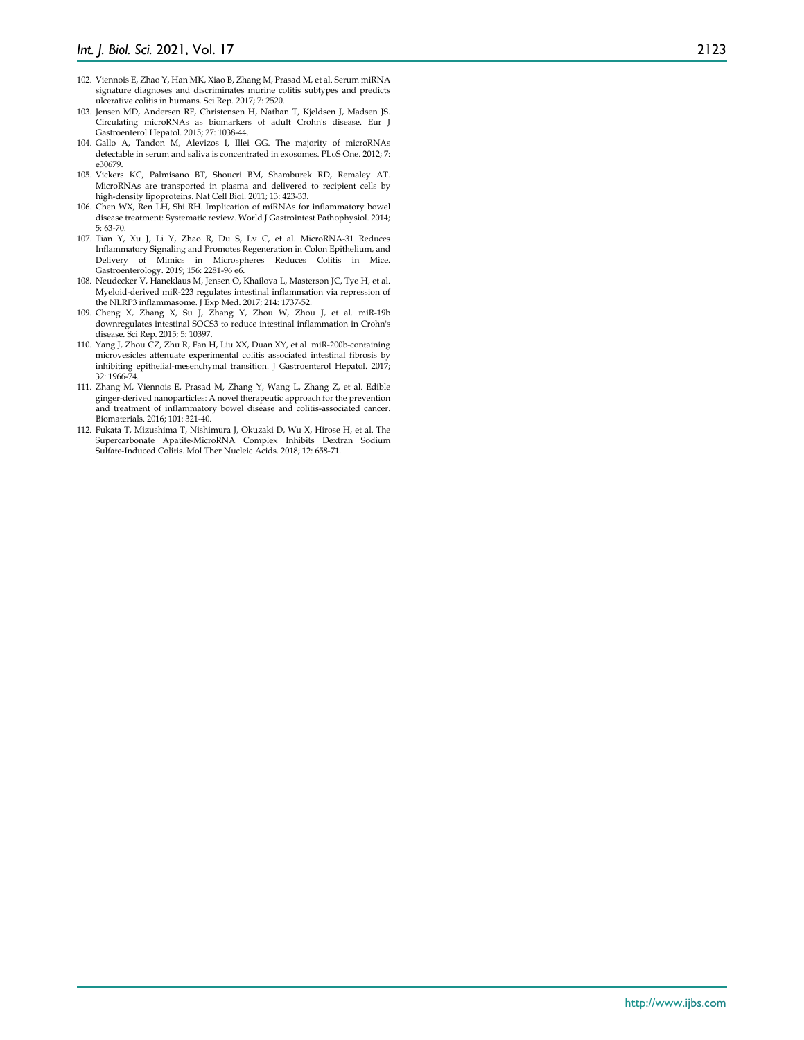102. Viennois E, Zhao Y, Han MK, Xiao B, Zhang M, Prasad M, et al. Serum miRNA signature diagnoses and discriminates murine colitis subtypes and predicts ulcerative colitis in humans. Sci Rep. 2017; 7: 2520.
103. Jensen MD, Andersen RF, Christensen H, Nathan T, Kjeldsen J, Madsen JS. Circulating microRNAs as biomarkers of adult Crohn's disease. Eur J Gastroenterol Hepatol. 2015; 27: 1038-44.
104. Gallo A, Tandon M, Alevizos I, Illei GG. The majority of microRNAs detectable in serum and saliva is concentrated in exosomes. PLoS One. 2012; 7: e30679.
105. Vickers KC, Palmisano BT, Shoucri BM, Shamburek RD, Remaley AT. MicroRNAs are transported in plasma and delivered to recipient cells by high-density lipoproteins. Nat Cell Biol. 2011; 13: 423-33.
106. Chen WX, Ren LH, Shi RH. Implication of miRNAs for inflammatory bowel disease treatment: Systematic review. World J Gastrointest Pathophysiol. 2014; 5: 63-70.
107. Tian Y, Xu J, Li Y, Zhao R, Du S, Lv C, et al. MicroRNA-31 Reduces Inflammatory Signaling and Promotes Regeneration in Colon Epithelium, and Delivery of Mimics in Microspheres Reduces Colitis in Mice. Gastroenterology. 2019; 156: 2281-96 e6.
108. Neudecker V, Haneklaus M, Jensen O, Khailova L, Masterson JC, Tye H, et al. Myeloid-derived miR-223 regulates intestinal inflammation via repression of the NLRP3 inflammasome. J Exp Med. 2017; 214: 1737-52.
109. Cheng X, Zhang X, Su J, Zhang Y, Zhou W, Zhou J, et al. miR-19b downregulates intestinal SOCS3 to reduce intestinal inflammation in Crohn's disease. Sci Rep. 2015; 5: 10397.
110. Yang J, Zhou CZ, Zhu R, Fan H, Liu XX, Duan XY, et al. miR-200b-containing microvesicles attenuate experimental colitis associated intestinal fibrosis by inhibiting epithelial-mesenchymal transition. J Gastroenterol Hepatol. 2017; 32: 1966-74.
111. Zhang M, Viennois E, Prasad M, Zhang Y, Wang L, Zhang Z, et al. Edible ginger-derived nanoparticles: A novel therapeutic approach for the prevention and treatment of inflammatory bowel disease and colitis-associated cancer. Biomaterials. 2016; 101: 321-40.
112. Fukata T, Mizushima T, Nishimura J, Okuzaki D, Wu X, Hirose H, et al. The Supercarbonate Apatite-MicroRNA Complex Inhibits Dextran Sodium Sulfate-Induced Colitis. Mol Ther Nucleic Acids. 2018; 12: 658-71.